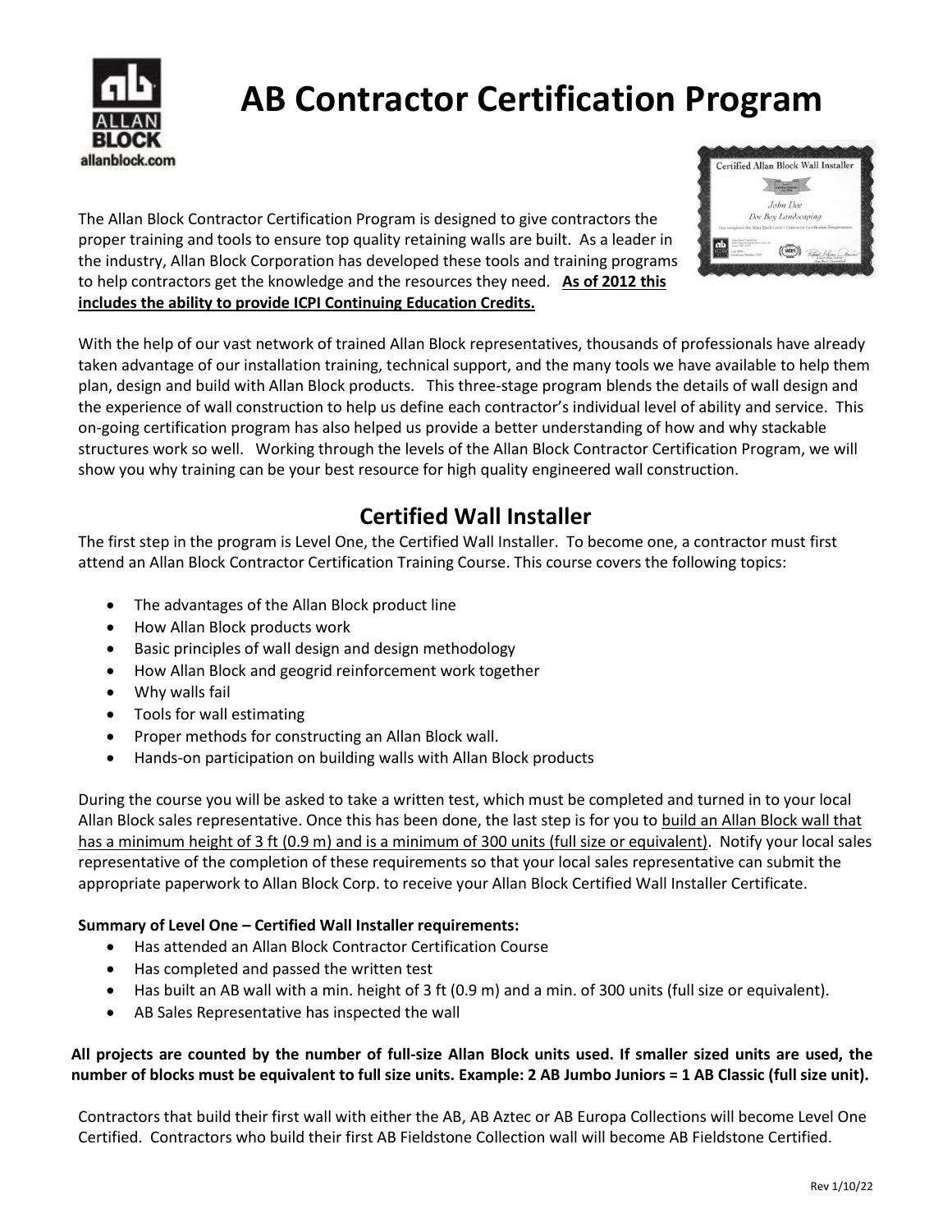# AB Contractor Certification Program

The Allan Block Contractor Certification Program is designed to give contractors the proper training and tools to ensure top quality retaining walls are built. As a leader in the industry, Allan Block Corporation has developed these tools and training programs to help contractors get the knowledge and the resources they need. **As of 2012 this includes the ability to provide ICPI Continuing Education Credits.**

With the help of our vast network of trained Allan Block representatives, thousands of professionals have already taken advantage of our installation training, technical support, and the many tools we have available to help them plan, design and build with Allan Block products. This three-stage program blends the details of wall design and the experience of wall construction to help us define each contractor's individual level of ability and service. This on-going certification program has also helped us provide a better understanding of how and why stackable structures work so well. Working through the levels of the Allan Block Contractor Certification Program, we will show you why training can be your best resource for high quality engineered wall construction.

## Certified Wall Installer

The first step in the program is Level One, the Certified Wall Installer. To become one, a contractor must first attend an Allan Block Contractor Certification Training Course. This course covers the following topics:

- The advantages of the Allan Block product line
- How Allan Block products work
- Basic principles of wall design and design methodology
- How Allan Block and geogrid reinforcement work together
- Why walls fail
- Tools for wall estimating
- Proper methods for constructing an Allan Block wall.
- Hands-on participation on building walls with Allan Block products

During the course you will be asked to take a written test, which must be completed and turned in to your local Allan Block sales representative. Once this has been done, the last step is for you to build an Allan Block wall that has a minimum height of 3 ft (0.9 m) and is a minimum of 300 units (full size or equivalent). Notify your local sales representative of the completion of these requirements so that your local sales representative can submit the appropriate paperwork to Allan Block Corp. to receive your Allan Block Certified Wall Installer Certificate.

**Summary of Level One – Certified Wall Installer requirements:**

- Has attended an Allan Block Contractor Certification Course
- Has completed and passed the written test
- Has built an AB wall with a min. height of 3 ft (0.9 m) and a min. of 300 units (full size or equivalent).
- AB Sales Representative has inspected the wall

**All projects are counted by the number of full-size Allan Block units used. If smaller sized units are used, the number of blocks must be equivalent to full size units. Example: 2 AB Jumbo Juniors = 1 AB Classic (full size unit).**

Contractors that build their first wall with either the AB, AB Aztec or AB Europa Collections will become Level One Certified. Contractors who build their first AB Fieldstone Collection wall will become AB Fieldstone Certified.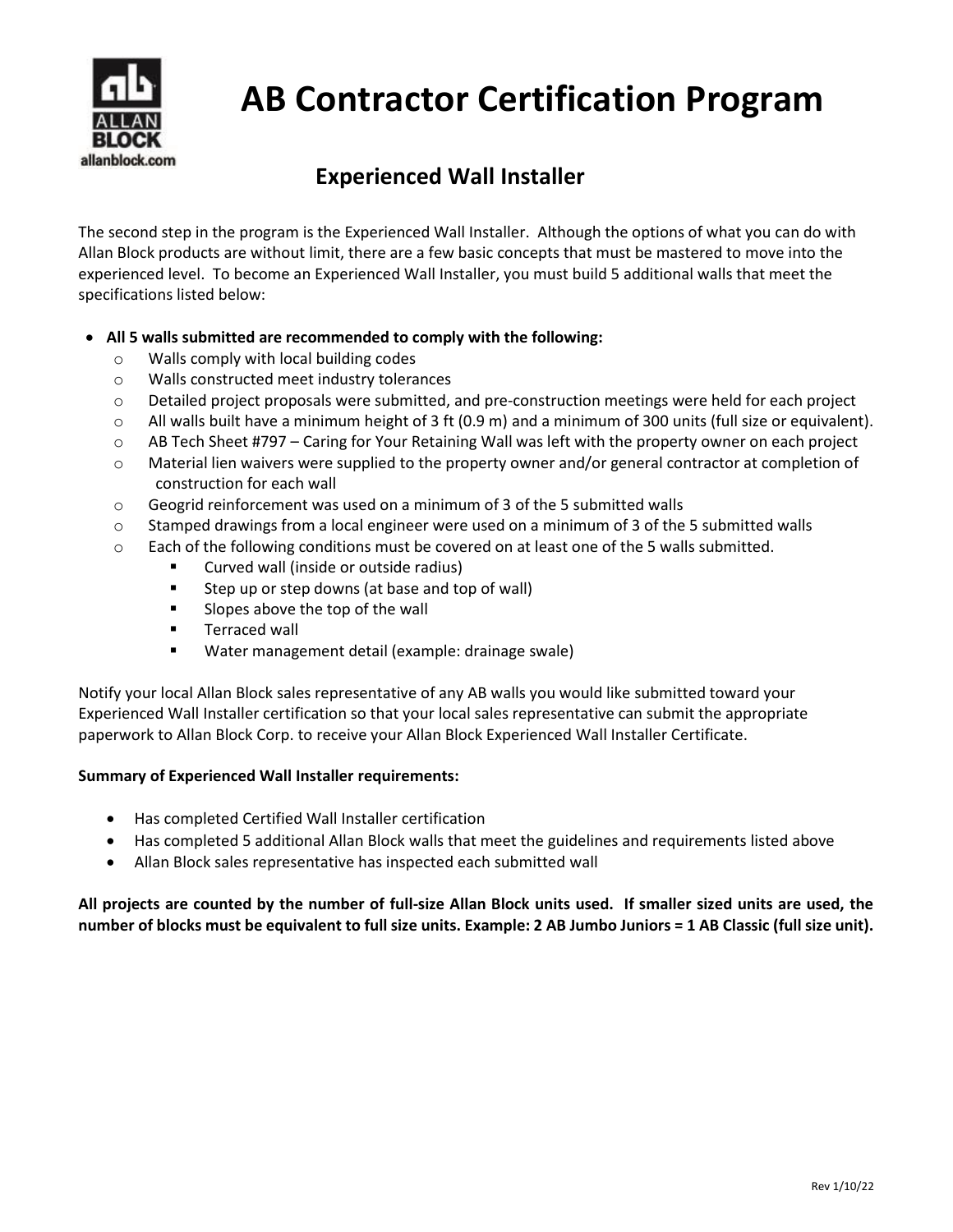# AB Contractor Certification Program

## Experienced Wall Installer

The second step in the program is the Experienced Wall Installer. Although the options of what you can do with Allan Block products are without limit, there are a few basic concepts that must be mastered to move into the experienced level. To become an Experienced Wall Installer, you must build 5 additional walls that meet the specifications listed below:

- **All 5 walls submitted are recommended to comply with the following:**
  - Walls comply with local building codes
  - Walls constructed meet industry tolerances
  - Detailed project proposals were submitted, and pre-construction meetings were held for each project
  - All walls built have a minimum height of 3 ft (0.9 m) and a minimum of 300 units (full size or equivalent).
  - AB Tech Sheet #797 – Caring for Your Retaining Wall was left with the property owner on each project
  - Material lien waivers were supplied to the property owner and/or general contractor at completion of construction for each wall
  - Geogrid reinforcement was used on a minimum of 3 of the 5 submitted walls
  - Stamped drawings from a local engineer were used on a minimum of 3 of the 5 submitted walls
  - Each of the following conditions must be covered on at least one of the 5 walls submitted.
    - Curved wall (inside or outside radius)
    - Step up or step downs (at base and top of wall)
    - Slopes above the top of the wall
    - Terraced wall
    - Water management detail (example: drainage swale)

Notify your local Allan Block sales representative of any AB walls you would like submitted toward your Experienced Wall Installer certification so that your local sales representative can submit the appropriate paperwork to Allan Block Corp. to receive your Allan Block Experienced Wall Installer Certificate.

**Summary of Experienced Wall Installer requirements:**

- Has completed Certified Wall Installer certification
- Has completed 5 additional Allan Block walls that meet the guidelines and requirements listed above
- Allan Block sales representative has inspected each submitted wall

**All projects are counted by the number of full-size Allan Block units used. If smaller sized units are used, the number of blocks must be equivalent to full size units. Example: 2 AB Jumbo Juniors = 1 AB Classic (full size unit).**

Rev 1/10/22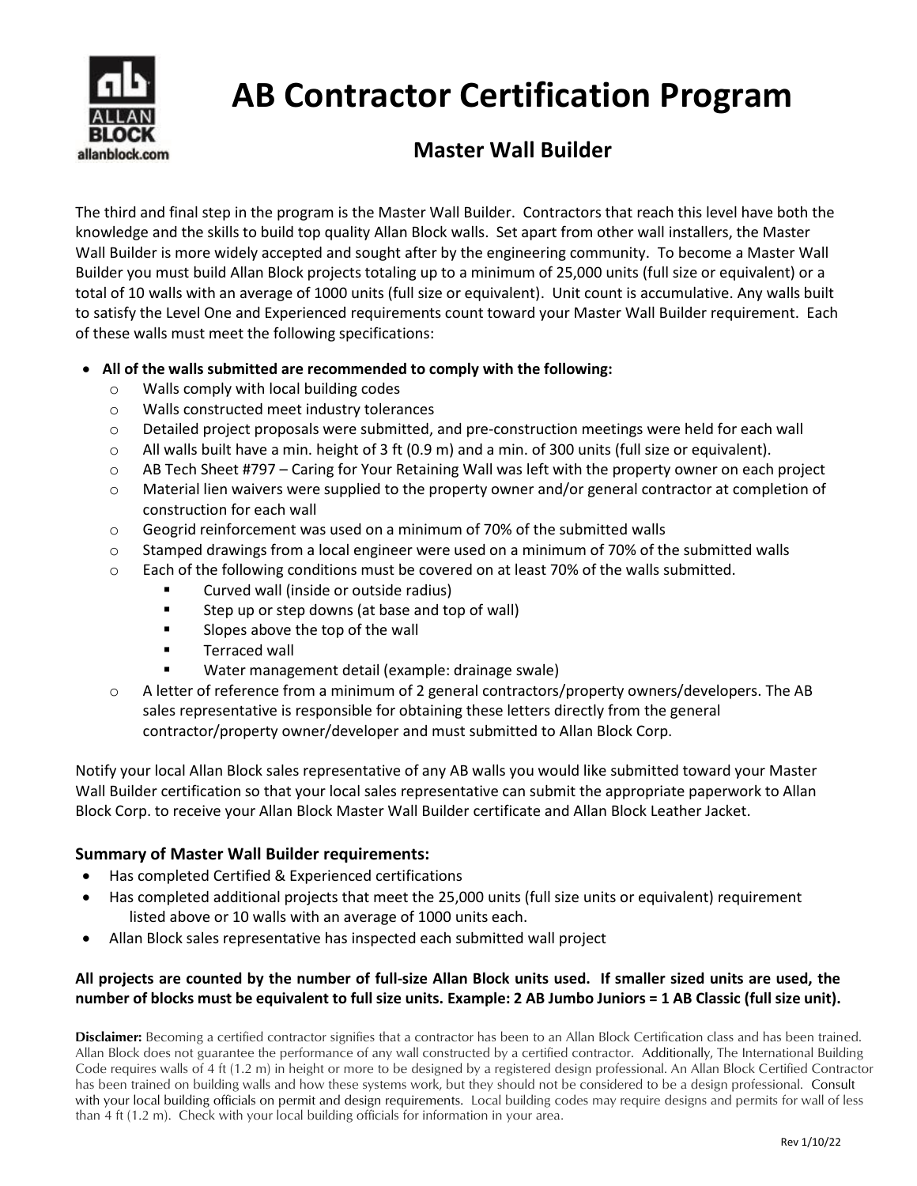# AB Contractor Certification Program

## Master Wall Builder

The third and final step in the program is the Master Wall Builder. Contractors that reach this level have both the knowledge and the skills to build top quality Allan Block walls. Set apart from other wall installers, the Master Wall Builder is more widely accepted and sought after by the engineering community. To become a Master Wall Builder you must build Allan Block projects totaling up to a minimum of 25,000 units (full size or equivalent) or a total of 10 walls with an average of 1000 units (full size or equivalent). Unit count is accumulative. Any walls built to satisfy the Level One and Experienced requirements count toward your Master Wall Builder requirement. Each of these walls must meet the following specifications:

- **All of the walls submitted are recommended to comply with the following:**
  - Walls comply with local building codes
  - Walls constructed meet industry tolerances
  - Detailed project proposals were submitted, and pre-construction meetings were held for each wall
  - All walls built have a min. height of 3 ft (0.9 m) and a min. of 300 units (full size or equivalent).
  - AB Tech Sheet #797 – Caring for Your Retaining Wall was left with the property owner on each project
  - Material lien waivers were supplied to the property owner and/or general contractor at completion of construction for each wall
  - Geogrid reinforcement was used on a minimum of 70% of the submitted walls
  - Stamped drawings from a local engineer were used on a minimum of 70% of the submitted walls
  - Each of the following conditions must be covered on at least 70% of the walls submitted.
    - Curved wall (inside or outside radius)
    - Step up or step downs (at base and top of wall)
    - Slopes above the top of the wall
    - Terraced wall
    - Water management detail (example: drainage swale)
  - A letter of reference from a minimum of 2 general contractors/property owners/developers. The AB sales representative is responsible for obtaining these letters directly from the general contractor/property owner/developer and must submitted to Allan Block Corp.

Notify your local Allan Block sales representative of any AB walls you would like submitted toward your Master Wall Builder certification so that your local sales representative can submit the appropriate paperwork to Allan Block Corp. to receive your Allan Block Master Wall Builder certificate and Allan Block Leather Jacket.

### Summary of Master Wall Builder requirements:

- Has completed Certified & Experienced certifications
- Has completed additional projects that meet the 25,000 units (full size units or equivalent) requirement listed above or 10 walls with an average of 1000 units each.
- Allan Block sales representative has inspected each submitted wall project

**All projects are counted by the number of full-size Allan Block units used. If smaller sized units are used, the number of blocks must be equivalent to full size units. Example: 2 AB Jumbo Juniors = 1 AB Classic (full size unit).**

**Disclaimer:** Becoming a certified contractor signifies that a contractor has been to an Allan Block Certification class and has been trained. Allan Block does not guarantee the performance of any wall constructed by a certified contractor. Additionally, The International Building Code requires walls of 4 ft (1.2 m) in height or more to be designed by a registered design professional. An Allan Block Certified Contractor has been trained on building walls and how these systems work, but they should not be considered to be a design professional. Consult with your local building officials on permit and design requirements. Local building codes may require designs and permits for wall of less than 4 ft (1.2 m). Check with your local building officials for information in your area.

Rev 1/10/22